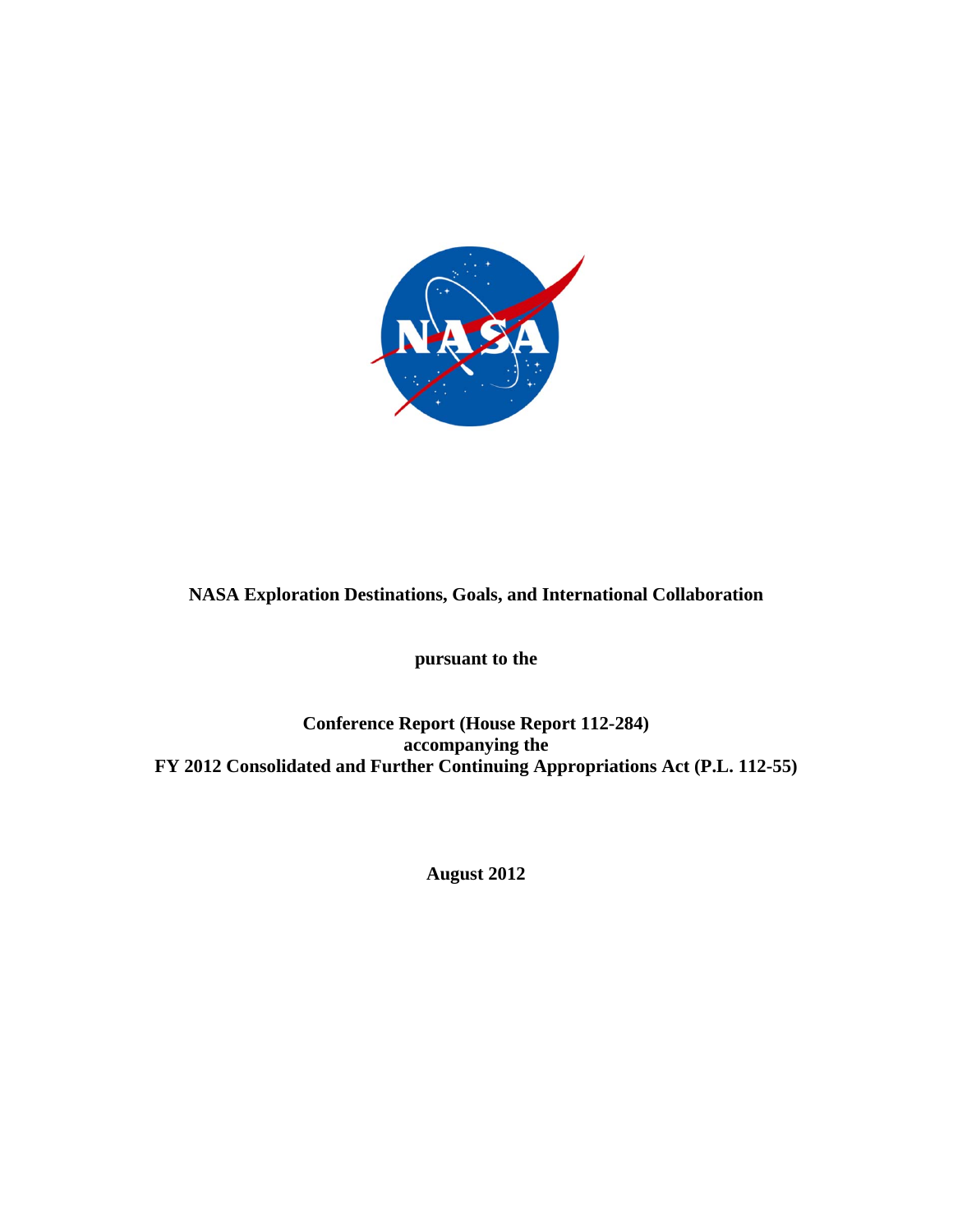# NASA Exploration Destinations, Goals, and International Collaboration

**pursuant to the**

**Conference Report (House Report 112-284)**
**accompanying the**
**FY 2012 Consolidated and Further Continuing Appropriations Act (P.L. 112-55)**

**August 2012**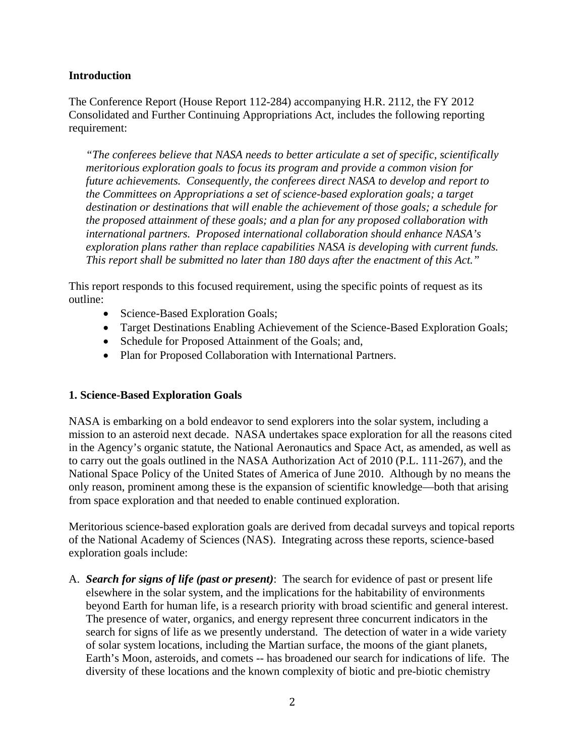## Introduction

The Conference Report (House Report 112-284) accompanying H.R. 2112, the FY 2012 Consolidated and Further Continuing Appropriations Act, includes the following reporting requirement:

> *"The conferees believe that NASA needs to better articulate a set of specific, scientifically meritorious exploration goals to focus its program and provide a common vision for future achievements. Consequently, the conferees direct NASA to develop and report to the Committees on Appropriations a set of science-based exploration goals; a target destination or destinations that will enable the achievement of those goals; a schedule for the proposed attainment of these goals; and a plan for any proposed collaboration with international partners. Proposed international collaboration should enhance NASA's exploration plans rather than replace capabilities NASA is developing with current funds. This report shall be submitted no later than 180 days after the enactment of this Act."*

This report responds to this focused requirement, using the specific points of request as its outline:

- Science-Based Exploration Goals;
- Target Destinations Enabling Achievement of the Science-Based Exploration Goals;
- Schedule for Proposed Attainment of the Goals; and,
- Plan for Proposed Collaboration with International Partners.

## 1. Science-Based Exploration Goals

NASA is embarking on a bold endeavor to send explorers into the solar system, including a mission to an asteroid next decade. NASA undertakes space exploration for all the reasons cited in the Agency's organic statute, the National Aeronautics and Space Act, as amended, as well as to carry out the goals outlined in the NASA Authorization Act of 2010 (P.L. 111-267), and the National Space Policy of the United States of America of June 2010. Although by no means the only reason, prominent among these is the expansion of scientific knowledge—both that arising from space exploration and that needed to enable continued exploration.

Meritorious science-based exploration goals are derived from decadal surveys and topical reports of the National Academy of Sciences (NAS). Integrating across these reports, science-based exploration goals include:

A. ***Search for signs of life (past or present)***: The search for evidence of past or present life elsewhere in the solar system, and the implications for the habitability of environments beyond Earth for human life, is a research priority with broad scientific and general interest. The presence of water, organics, and energy represent three concurrent indicators in the search for signs of life as we presently understand. The detection of water in a wide variety of solar system locations, including the Martian surface, the moons of the giant planets, Earth's Moon, asteroids, and comets -- has broadened our search for indications of life. The diversity of these locations and the known complexity of biotic and pre-biotic chemistry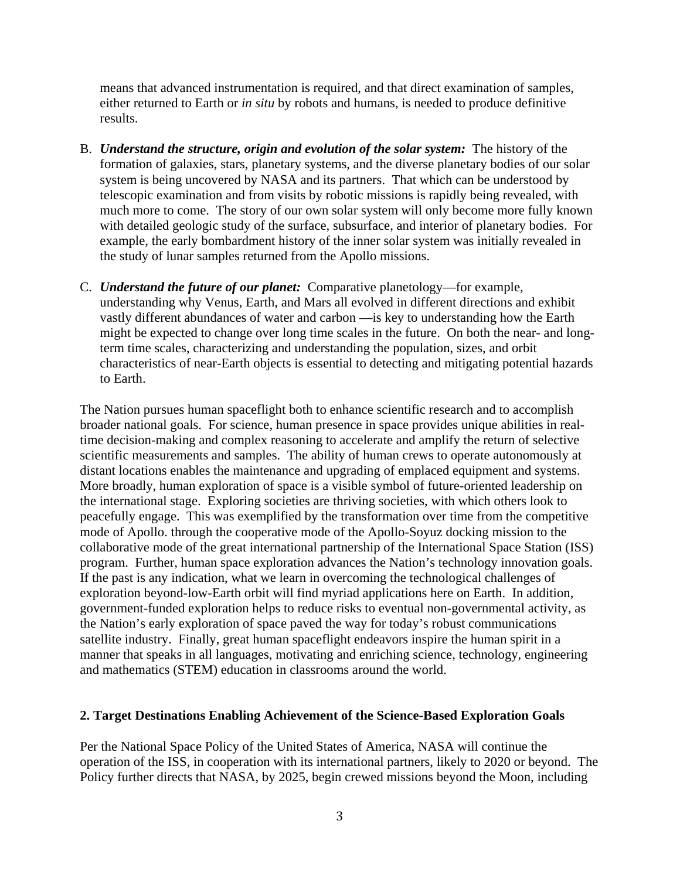means that advanced instrumentation is required, and that direct examination of samples, either returned to Earth or *in situ* by robots and humans, is needed to produce definitive results.

B. ***Understand the structure, origin and evolution of the solar system:*** The history of the formation of galaxies, stars, planetary systems, and the diverse planetary bodies of our solar system is being uncovered by NASA and its partners. That which can be understood by telescopic examination and from visits by robotic missions is rapidly being revealed, with much more to come. The story of our own solar system will only become more fully known with detailed geologic study of the surface, subsurface, and interior of planetary bodies. For example, the early bombardment history of the inner solar system was initially revealed in the study of lunar samples returned from the Apollo missions.

C. ***Understand the future of our planet:*** Comparative planetology—for example, understanding why Venus, Earth, and Mars all evolved in different directions and exhibit vastly different abundances of water and carbon —is key to understanding how the Earth might be expected to change over long time scales in the future. On both the near- and long-term time scales, characterizing and understanding the population, sizes, and orbit characteristics of near-Earth objects is essential to detecting and mitigating potential hazards to Earth.

The Nation pursues human spaceflight both to enhance scientific research and to accomplish broader national goals. For science, human presence in space provides unique abilities in real-time decision-making and complex reasoning to accelerate and amplify the return of selective scientific measurements and samples. The ability of human crews to operate autonomously at distant locations enables the maintenance and upgrading of emplaced equipment and systems. More broadly, human exploration of space is a visible symbol of future-oriented leadership on the international stage. Exploring societies are thriving societies, with which others look to peacefully engage. This was exemplified by the transformation over time from the competitive mode of Apollo. through the cooperative mode of the Apollo-Soyuz docking mission to the collaborative mode of the great international partnership of the International Space Station (ISS) program. Further, human space exploration advances the Nation's technology innovation goals. If the past is any indication, what we learn in overcoming the technological challenges of exploration beyond-low-Earth orbit will find myriad applications here on Earth. In addition, government-funded exploration helps to reduce risks to eventual non-governmental activity, as the Nation's early exploration of space paved the way for today's robust communications satellite industry. Finally, great human spaceflight endeavors inspire the human spirit in a manner that speaks in all languages, motivating and enriching science, technology, engineering and mathematics (STEM) education in classrooms around the world.

## 2. Target Destinations Enabling Achievement of the Science-Based Exploration Goals

Per the National Space Policy of the United States of America, NASA will continue the operation of the ISS, in cooperation with its international partners, likely to 2020 or beyond. The Policy further directs that NASA, by 2025, begin crewed missions beyond the Moon, including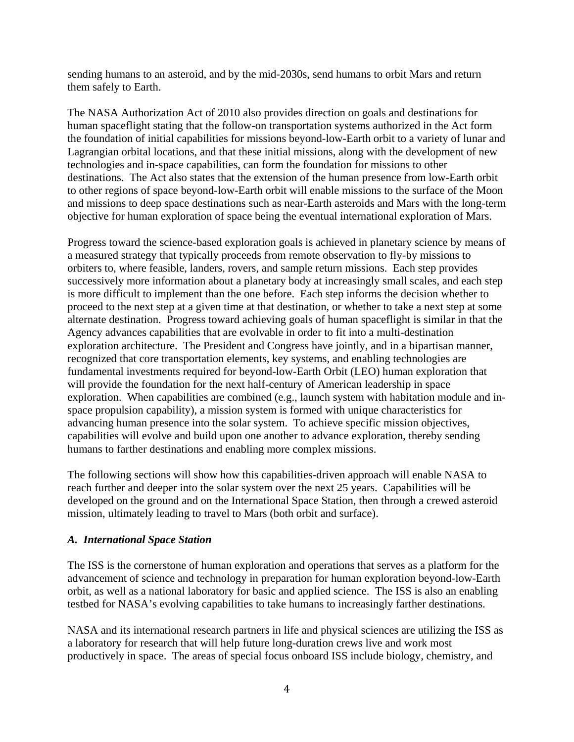sending humans to an asteroid, and by the mid-2030s, send humans to orbit Mars and return them safely to Earth.

The NASA Authorization Act of 2010 also provides direction on goals and destinations for human spaceflight stating that the follow-on transportation systems authorized in the Act form the foundation of initial capabilities for missions beyond-low-Earth orbit to a variety of lunar and Lagrangian orbital locations, and that these initial missions, along with the development of new technologies and in-space capabilities, can form the foundation for missions to other destinations. The Act also states that the extension of the human presence from low-Earth orbit to other regions of space beyond-low-Earth orbit will enable missions to the surface of the Moon and missions to deep space destinations such as near-Earth asteroids and Mars with the long-term objective for human exploration of space being the eventual international exploration of Mars.

Progress toward the science-based exploration goals is achieved in planetary science by means of a measured strategy that typically proceeds from remote observation to fly-by missions to orbiters to, where feasible, landers, rovers, and sample return missions. Each step provides successively more information about a planetary body at increasingly small scales, and each step is more difficult to implement than the one before. Each step informs the decision whether to proceed to the next step at a given time at that destination, or whether to take a next step at some alternate destination. Progress toward achieving goals of human spaceflight is similar in that the Agency advances capabilities that are evolvable in order to fit into a multi-destination exploration architecture. The President and Congress have jointly, and in a bipartisan manner, recognized that core transportation elements, key systems, and enabling technologies are fundamental investments required for beyond-low-Earth Orbit (LEO) human exploration that will provide the foundation for the next half-century of American leadership in space exploration. When capabilities are combined (e.g., launch system with habitation module and in-space propulsion capability), a mission system is formed with unique characteristics for advancing human presence into the solar system. To achieve specific mission objectives, capabilities will evolve and build upon one another to advance exploration, thereby sending humans to farther destinations and enabling more complex missions.

The following sections will show how this capabilities-driven approach will enable NASA to reach further and deeper into the solar system over the next 25 years. Capabilities will be developed on the ground and on the International Space Station, then through a crewed asteroid mission, ultimately leading to travel to Mars (both orbit and surface).

### *A. International Space Station*

The ISS is the cornerstone of human exploration and operations that serves as a platform for the advancement of science and technology in preparation for human exploration beyond-low-Earth orbit, as well as a national laboratory for basic and applied science. The ISS is also an enabling testbed for NASA's evolving capabilities to take humans to increasingly farther destinations.

NASA and its international research partners in life and physical sciences are utilizing the ISS as a laboratory for research that will help future long-duration crews live and work most productively in space. The areas of special focus onboard ISS include biology, chemistry, and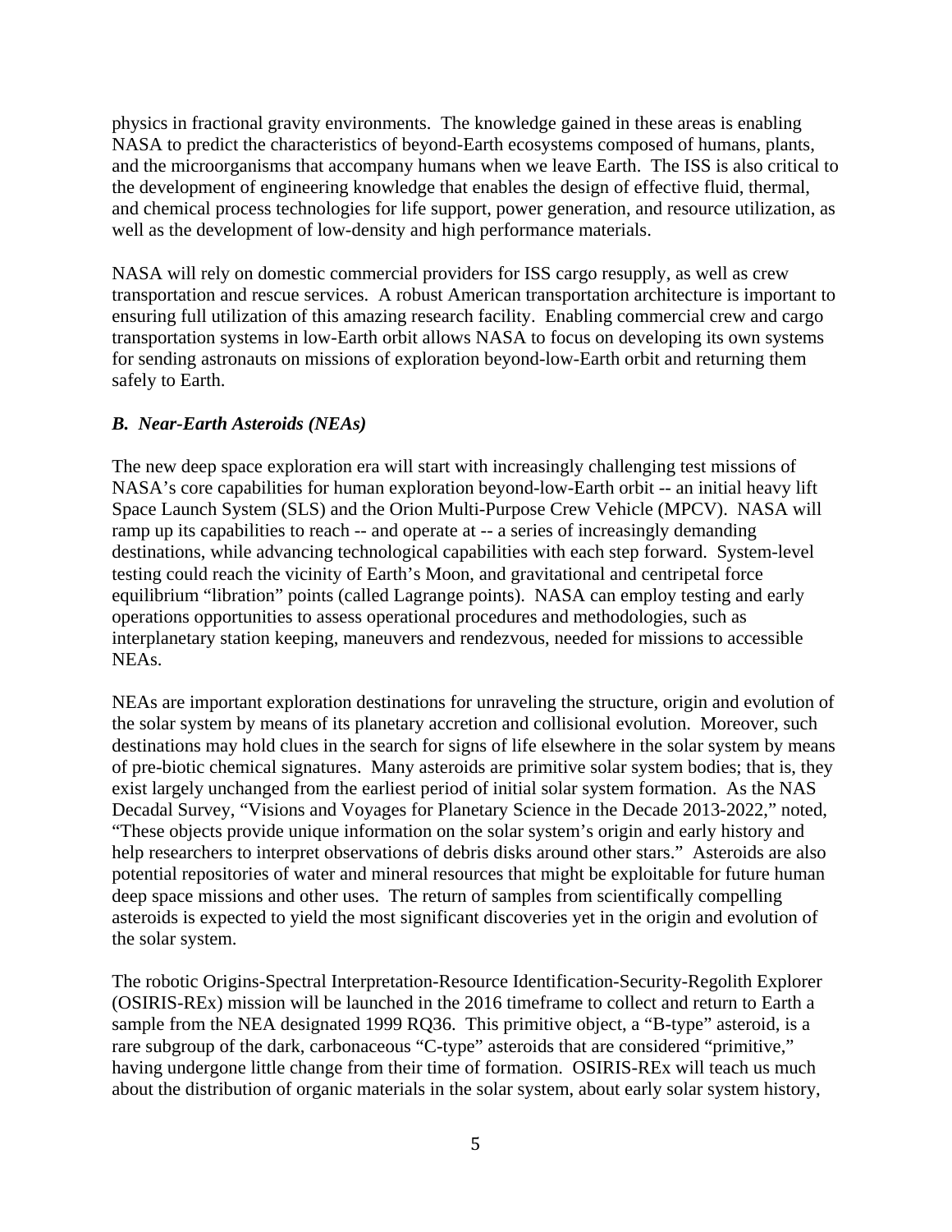physics in fractional gravity environments. The knowledge gained in these areas is enabling NASA to predict the characteristics of beyond-Earth ecosystems composed of humans, plants, and the microorganisms that accompany humans when we leave Earth. The ISS is also critical to the development of engineering knowledge that enables the design of effective fluid, thermal, and chemical process technologies for life support, power generation, and resource utilization, as well as the development of low-density and high performance materials.

NASA will rely on domestic commercial providers for ISS cargo resupply, as well as crew transportation and rescue services. A robust American transportation architecture is important to ensuring full utilization of this amazing research facility. Enabling commercial crew and cargo transportation systems in low-Earth orbit allows NASA to focus on developing its own systems for sending astronauts on missions of exploration beyond-low-Earth orbit and returning them safely to Earth.

### *B. Near-Earth Asteroids (NEAs)*

The new deep space exploration era will start with increasingly challenging test missions of NASA's core capabilities for human exploration beyond-low-Earth orbit -- an initial heavy lift Space Launch System (SLS) and the Orion Multi-Purpose Crew Vehicle (MPCV). NASA will ramp up its capabilities to reach -- and operate at -- a series of increasingly demanding destinations, while advancing technological capabilities with each step forward. System-level testing could reach the vicinity of Earth's Moon, and gravitational and centripetal force equilibrium "libration" points (called Lagrange points). NASA can employ testing and early operations opportunities to assess operational procedures and methodologies, such as interplanetary station keeping, maneuvers and rendezvous, needed for missions to accessible NEAs.

NEAs are important exploration destinations for unraveling the structure, origin and evolution of the solar system by means of its planetary accretion and collisional evolution. Moreover, such destinations may hold clues in the search for signs of life elsewhere in the solar system by means of pre-biotic chemical signatures. Many asteroids are primitive solar system bodies; that is, they exist largely unchanged from the earliest period of initial solar system formation. As the NAS Decadal Survey, "Visions and Voyages for Planetary Science in the Decade 2013-2022," noted, "These objects provide unique information on the solar system's origin and early history and help researchers to interpret observations of debris disks around other stars." Asteroids are also potential repositories of water and mineral resources that might be exploitable for future human deep space missions and other uses. The return of samples from scientifically compelling asteroids is expected to yield the most significant discoveries yet in the origin and evolution of the solar system.

The robotic Origins-Spectral Interpretation-Resource Identification-Security-Regolith Explorer (OSIRIS-REx) mission will be launched in the 2016 timeframe to collect and return to Earth a sample from the NEA designated 1999 RQ36. This primitive object, a "B-type" asteroid, is a rare subgroup of the dark, carbonaceous "C-type" asteroids that are considered "primitive," having undergone little change from their time of formation. OSIRIS-REx will teach us much about the distribution of organic materials in the solar system, about early solar system history,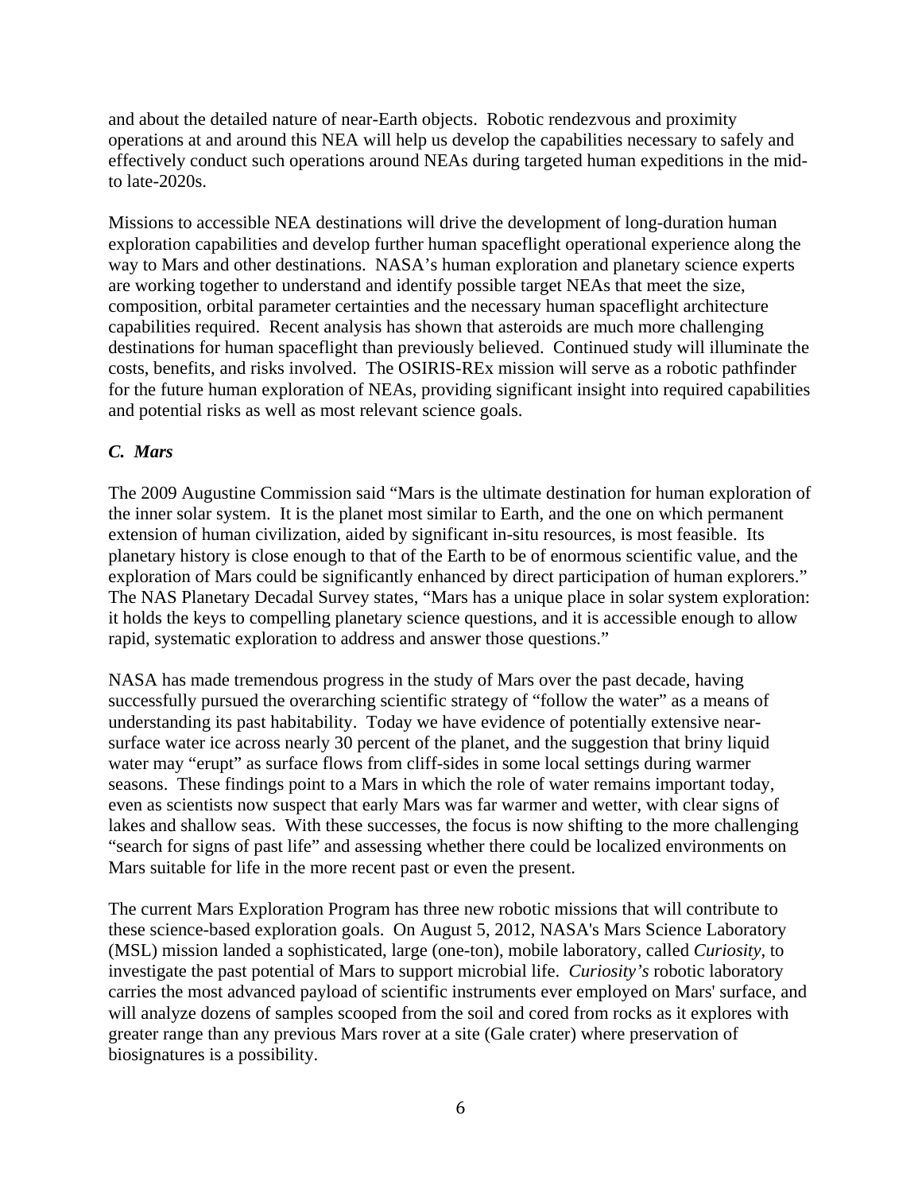and about the detailed nature of near-Earth objects. Robotic rendezvous and proximity operations at and around this NEA will help us develop the capabilities necessary to safely and effectively conduct such operations around NEAs during targeted human expeditions in the mid- to late-2020s.

Missions to accessible NEA destinations will drive the development of long-duration human exploration capabilities and develop further human spaceflight operational experience along the way to Mars and other destinations. NASA's human exploration and planetary science experts are working together to understand and identify possible target NEAs that meet the size, composition, orbital parameter certainties and the necessary human spaceflight architecture capabilities required. Recent analysis has shown that asteroids are much more challenging destinations for human spaceflight than previously believed. Continued study will illuminate the costs, benefits, and risks involved. The OSIRIS-REx mission will serve as a robotic pathfinder for the future human exploration of NEAs, providing significant insight into required capabilities and potential risks as well as most relevant science goals.

### *C. Mars*

The 2009 Augustine Commission said "Mars is the ultimate destination for human exploration of the inner solar system. It is the planet most similar to Earth, and the one on which permanent extension of human civilization, aided by significant in-situ resources, is most feasible. Its planetary history is close enough to that of the Earth to be of enormous scientific value, and the exploration of Mars could be significantly enhanced by direct participation of human explorers." The NAS Planetary Decadal Survey states, "Mars has a unique place in solar system exploration: it holds the keys to compelling planetary science questions, and it is accessible enough to allow rapid, systematic exploration to address and answer those questions."

NASA has made tremendous progress in the study of Mars over the past decade, having successfully pursued the overarching scientific strategy of "follow the water" as a means of understanding its past habitability. Today we have evidence of potentially extensive near-surface water ice across nearly 30 percent of the planet, and the suggestion that briny liquid water may "erupt" as surface flows from cliff-sides in some local settings during warmer seasons. These findings point to a Mars in which the role of water remains important today, even as scientists now suspect that early Mars was far warmer and wetter, with clear signs of lakes and shallow seas. With these successes, the focus is now shifting to the more challenging "search for signs of past life" and assessing whether there could be localized environments on Mars suitable for life in the more recent past or even the present.

The current Mars Exploration Program has three new robotic missions that will contribute to these science-based exploration goals. On August 5, 2012, NASA's Mars Science Laboratory (MSL) mission landed a sophisticated, large (one-ton), mobile laboratory, called *Curiosity*, to investigate the past potential of Mars to support microbial life. *Curiosity's* robotic laboratory carries the most advanced payload of scientific instruments ever employed on Mars' surface, and will analyze dozens of samples scooped from the soil and cored from rocks as it explores with greater range than any previous Mars rover at a site (Gale crater) where preservation of biosignatures is a possibility.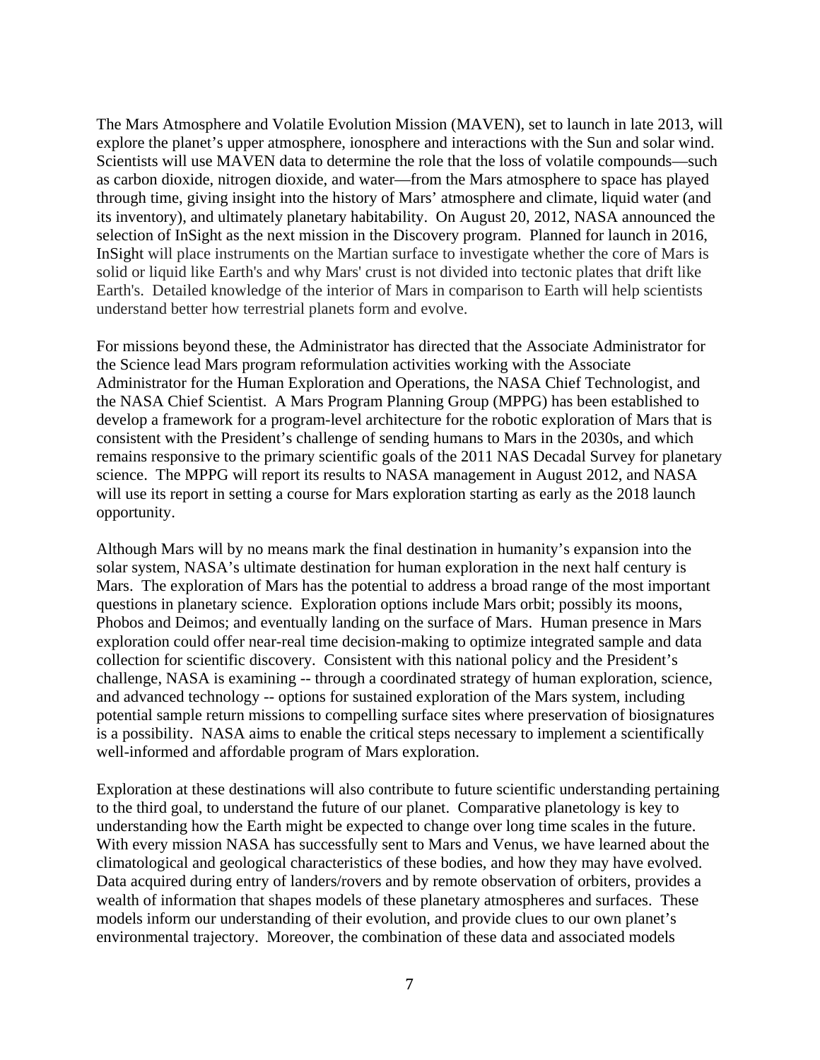The Mars Atmosphere and Volatile Evolution Mission (MAVEN), set to launch in late 2013, will explore the planet's upper atmosphere, ionosphere and interactions with the Sun and solar wind. Scientists will use MAVEN data to determine the role that the loss of volatile compounds—such as carbon dioxide, nitrogen dioxide, and water—from the Mars atmosphere to space has played through time, giving insight into the history of Mars' atmosphere and climate, liquid water (and its inventory), and ultimately planetary habitability. On August 20, 2012, NASA announced the selection of InSight as the next mission in the Discovery program. Planned for launch in 2016, InSight will place instruments on the Martian surface to investigate whether the core of Mars is solid or liquid like Earth's and why Mars' crust is not divided into tectonic plates that drift like Earth's. Detailed knowledge of the interior of Mars in comparison to Earth will help scientists understand better how terrestrial planets form and evolve.

For missions beyond these, the Administrator has directed that the Associate Administrator for the Science lead Mars program reformulation activities working with the Associate Administrator for the Human Exploration and Operations, the NASA Chief Technologist, and the NASA Chief Scientist. A Mars Program Planning Group (MPPG) has been established to develop a framework for a program-level architecture for the robotic exploration of Mars that is consistent with the President's challenge of sending humans to Mars in the 2030s, and which remains responsive to the primary scientific goals of the 2011 NAS Decadal Survey for planetary science. The MPPG will report its results to NASA management in August 2012, and NASA will use its report in setting a course for Mars exploration starting as early as the 2018 launch opportunity.

Although Mars will by no means mark the final destination in humanity's expansion into the solar system, NASA's ultimate destination for human exploration in the next half century is Mars. The exploration of Mars has the potential to address a broad range of the most important questions in planetary science. Exploration options include Mars orbit; possibly its moons, Phobos and Deimos; and eventually landing on the surface of Mars. Human presence in Mars exploration could offer near-real time decision-making to optimize integrated sample and data collection for scientific discovery. Consistent with this national policy and the President's challenge, NASA is examining -- through a coordinated strategy of human exploration, science, and advanced technology -- options for sustained exploration of the Mars system, including potential sample return missions to compelling surface sites where preservation of biosignatures is a possibility. NASA aims to enable the critical steps necessary to implement a scientifically well-informed and affordable program of Mars exploration.

Exploration at these destinations will also contribute to future scientific understanding pertaining to the third goal, to understand the future of our planet. Comparative planetology is key to understanding how the Earth might be expected to change over long time scales in the future. With every mission NASA has successfully sent to Mars and Venus, we have learned about the climatological and geological characteristics of these bodies, and how they may have evolved. Data acquired during entry of landers/rovers and by remote observation of orbiters, provides a wealth of information that shapes models of these planetary atmospheres and surfaces. These models inform our understanding of their evolution, and provide clues to our own planet's environmental trajectory. Moreover, the combination of these data and associated models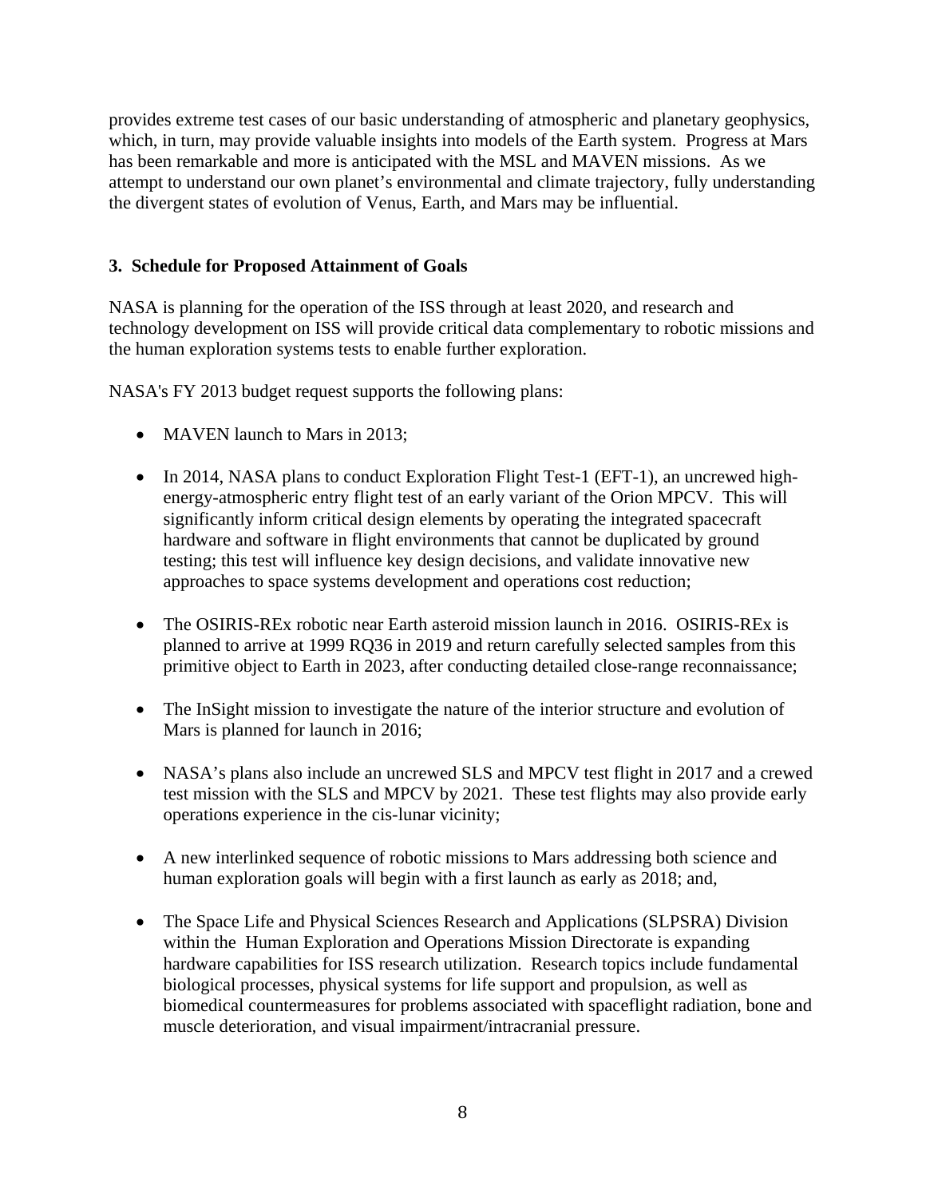provides extreme test cases of our basic understanding of atmospheric and planetary geophysics, which, in turn, may provide valuable insights into models of the Earth system. Progress at Mars has been remarkable and more is anticipated with the MSL and MAVEN missions. As we attempt to understand our own planet's environmental and climate trajectory, fully understanding the divergent states of evolution of Venus, Earth, and Mars may be influential.

### 3. Schedule for Proposed Attainment of Goals

NASA is planning for the operation of the ISS through at least 2020, and research and technology development on ISS will provide critical data complementary to robotic missions and the human exploration systems tests to enable further exploration.

NASA's FY 2013 budget request supports the following plans:

- MAVEN launch to Mars in 2013;
- In 2014, NASA plans to conduct Exploration Flight Test-1 (EFT-1), an uncrewed high-energy-atmospheric entry flight test of an early variant of the Orion MPCV. This will significantly inform critical design elements by operating the integrated spacecraft hardware and software in flight environments that cannot be duplicated by ground testing; this test will influence key design decisions, and validate innovative new approaches to space systems development and operations cost reduction;
- The OSIRIS-REx robotic near Earth asteroid mission launch in 2016. OSIRIS-REx is planned to arrive at 1999 RQ36 in 2019 and return carefully selected samples from this primitive object to Earth in 2023, after conducting detailed close-range reconnaissance;
- The InSight mission to investigate the nature of the interior structure and evolution of Mars is planned for launch in 2016;
- NASA's plans also include an uncrewed SLS and MPCV test flight in 2017 and a crewed test mission with the SLS and MPCV by 2021. These test flights may also provide early operations experience in the cis-lunar vicinity;
- A new interlinked sequence of robotic missions to Mars addressing both science and human exploration goals will begin with a first launch as early as 2018; and,
- The Space Life and Physical Sciences Research and Applications (SLPSRA) Division within the Human Exploration and Operations Mission Directorate is expanding hardware capabilities for ISS research utilization. Research topics include fundamental biological processes, physical systems for life support and propulsion, as well as biomedical countermeasures for problems associated with spaceflight radiation, bone and muscle deterioration, and visual impairment/intracranial pressure.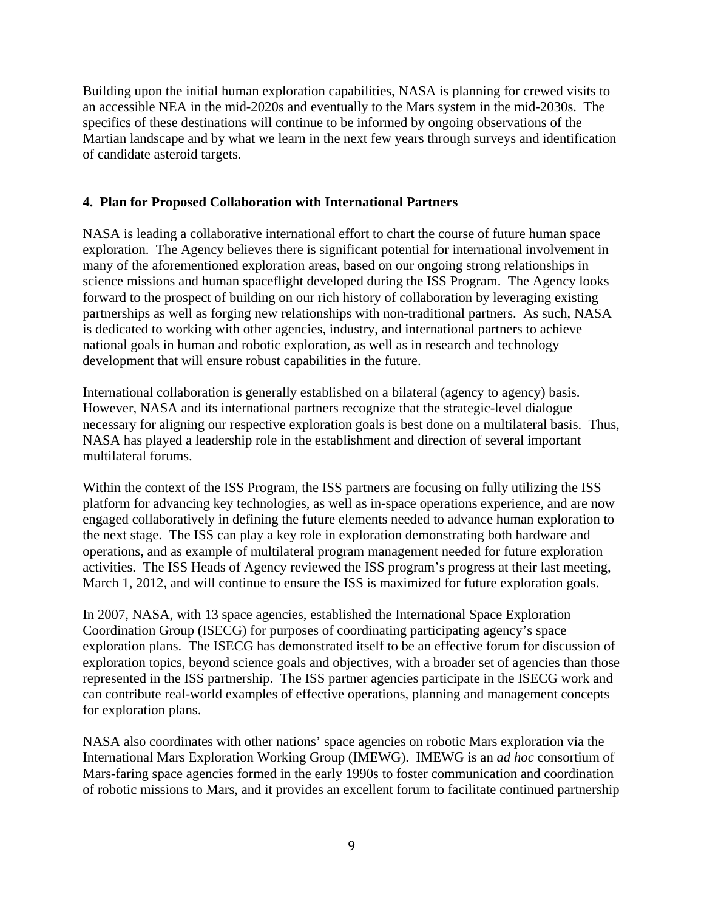Building upon the initial human exploration capabilities, NASA is planning for crewed visits to an accessible NEA in the mid-2020s and eventually to the Mars system in the mid-2030s. The specifics of these destinations will continue to be informed by ongoing observations of the Martian landscape and by what we learn in the next few years through surveys and identification of candidate asteroid targets.

## 4. Plan for Proposed Collaboration with International Partners

NASA is leading a collaborative international effort to chart the course of future human space exploration. The Agency believes there is significant potential for international involvement in many of the aforementioned exploration areas, based on our ongoing strong relationships in science missions and human spaceflight developed during the ISS Program. The Agency looks forward to the prospect of building on our rich history of collaboration by leveraging existing partnerships as well as forging new relationships with non-traditional partners. As such, NASA is dedicated to working with other agencies, industry, and international partners to achieve national goals in human and robotic exploration, as well as in research and technology development that will ensure robust capabilities in the future.

International collaboration is generally established on a bilateral (agency to agency) basis. However, NASA and its international partners recognize that the strategic-level dialogue necessary for aligning our respective exploration goals is best done on a multilateral basis. Thus, NASA has played a leadership role in the establishment and direction of several important multilateral forums.

Within the context of the ISS Program, the ISS partners are focusing on fully utilizing the ISS platform for advancing key technologies, as well as in-space operations experience, and are now engaged collaboratively in defining the future elements needed to advance human exploration to the next stage. The ISS can play a key role in exploration demonstrating both hardware and operations, and as example of multilateral program management needed for future exploration activities. The ISS Heads of Agency reviewed the ISS program's progress at their last meeting, March 1, 2012, and will continue to ensure the ISS is maximized for future exploration goals.

In 2007, NASA, with 13 space agencies, established the International Space Exploration Coordination Group (ISECG) for purposes of coordinating participating agency's space exploration plans. The ISECG has demonstrated itself to be an effective forum for discussion of exploration topics, beyond science goals and objectives, with a broader set of agencies than those represented in the ISS partnership. The ISS partner agencies participate in the ISECG work and can contribute real-world examples of effective operations, planning and management concepts for exploration plans.

NASA also coordinates with other nations' space agencies on robotic Mars exploration via the International Mars Exploration Working Group (IMEWG). IMEWG is an *ad hoc* consortium of Mars-faring space agencies formed in the early 1990s to foster communication and coordination of robotic missions to Mars, and it provides an excellent forum to facilitate continued partnership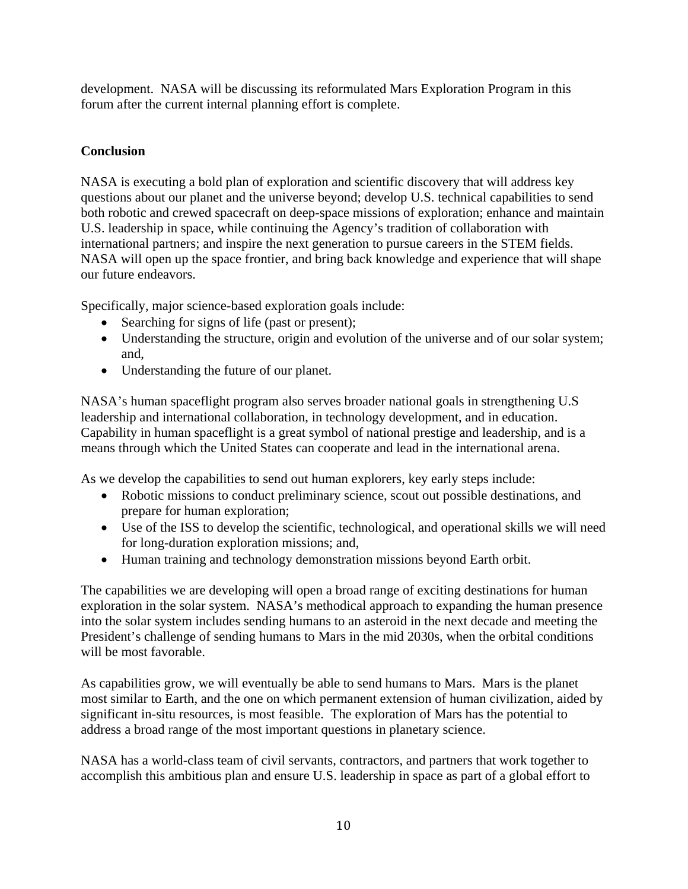development. NASA will be discussing its reformulated Mars Exploration Program in this forum after the current internal planning effort is complete.

**Conclusion**

NASA is executing a bold plan of exploration and scientific discovery that will address key questions about our planet and the universe beyond; develop U.S. technical capabilities to send both robotic and crewed spacecraft on deep-space missions of exploration; enhance and maintain U.S. leadership in space, while continuing the Agency's tradition of collaboration with international partners; and inspire the next generation to pursue careers in the STEM fields. NASA will open up the space frontier, and bring back knowledge and experience that will shape our future endeavors.

Specifically, major science-based exploration goals include:

- Searching for signs of life (past or present);
- Understanding the structure, origin and evolution of the universe and of our solar system; and,
- Understanding the future of our planet.

NASA's human spaceflight program also serves broader national goals in strengthening U.S leadership and international collaboration, in technology development, and in education. Capability in human spaceflight is a great symbol of national prestige and leadership, and is a means through which the United States can cooperate and lead in the international arena.

As we develop the capabilities to send out human explorers, key early steps include:

- Robotic missions to conduct preliminary science, scout out possible destinations, and prepare for human exploration;
- Use of the ISS to develop the scientific, technological, and operational skills we will need for long-duration exploration missions; and,
- Human training and technology demonstration missions beyond Earth orbit.

The capabilities we are developing will open a broad range of exciting destinations for human exploration in the solar system. NASA's methodical approach to expanding the human presence into the solar system includes sending humans to an asteroid in the next decade and meeting the President's challenge of sending humans to Mars in the mid 2030s, when the orbital conditions will be most favorable.

As capabilities grow, we will eventually be able to send humans to Mars. Mars is the planet most similar to Earth, and the one on which permanent extension of human civilization, aided by significant in-situ resources, is most feasible. The exploration of Mars has the potential to address a broad range of the most important questions in planetary science.

NASA has a world-class team of civil servants, contractors, and partners that work together to accomplish this ambitious plan and ensure U.S. leadership in space as part of a global effort to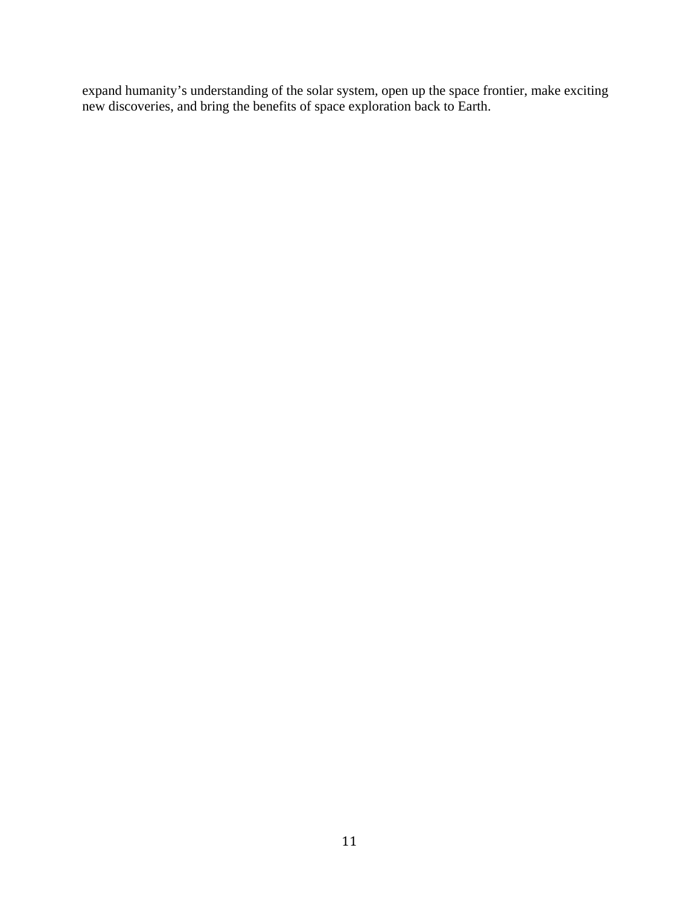expand humanity's understanding of the solar system, open up the space frontier, make exciting new discoveries, and bring the benefits of space exploration back to Earth.